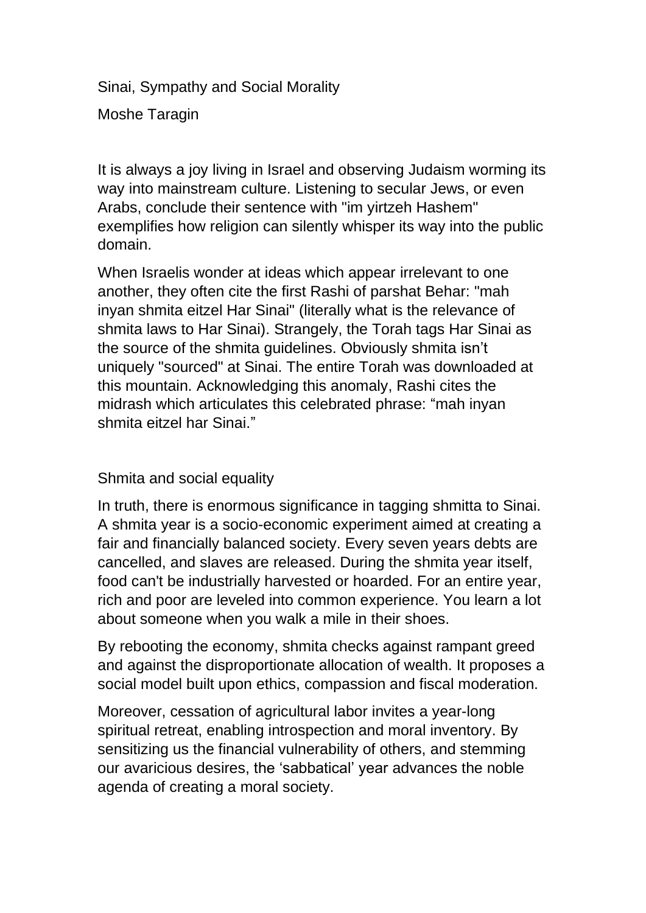# Sinai, Sympathy and Social Morality

Moshe Taragin

It is always a joy living in Israel and observing Judaism worming its way into mainstream culture. Listening to secular Jews, or even Arabs, conclude their sentence with "im yirtzeh Hashem" exemplifies how religion can silently whisper its way into the public domain.

When Israelis wonder at ideas which appear irrelevant to one another, they often cite the first Rashi of parshat Behar: "mah inyan shmita eitzel Har Sinai" (literally what is the relevance of shmita laws to Har Sinai). Strangely, the Torah tags Har Sinai as the source of the shmita guidelines. Obviously shmita isn't uniquely "sourced" at Sinai. The entire Torah was downloaded at this mountain. Acknowledging this anomaly, Rashi cites the midrash which articulates this celebrated phrase: "mah inyan shmita eitzel har Sinai."

## Shmita and social equality

In truth, there is enormous significance in tagging shmitta to Sinai. A shmita year is a socio-economic experiment aimed at creating a fair and financially balanced society. Every seven years debts are cancelled, and slaves are released. During the shmita year itself, food can't be industrially harvested or hoarded. For an entire year, rich and poor are leveled into common experience. You learn a lot about someone when you walk a mile in their shoes.

By rebooting the economy, shmita checks against rampant greed and against the disproportionate allocation of wealth. It proposes a social model built upon ethics, compassion and fiscal moderation.

Moreover, cessation of agricultural labor invites a year-long spiritual retreat, enabling introspection and moral inventory. By sensitizing us the financial vulnerability of others, and stemming our avaricious desires, the 'sabbatical' year advances the noble agenda of creating a moral society.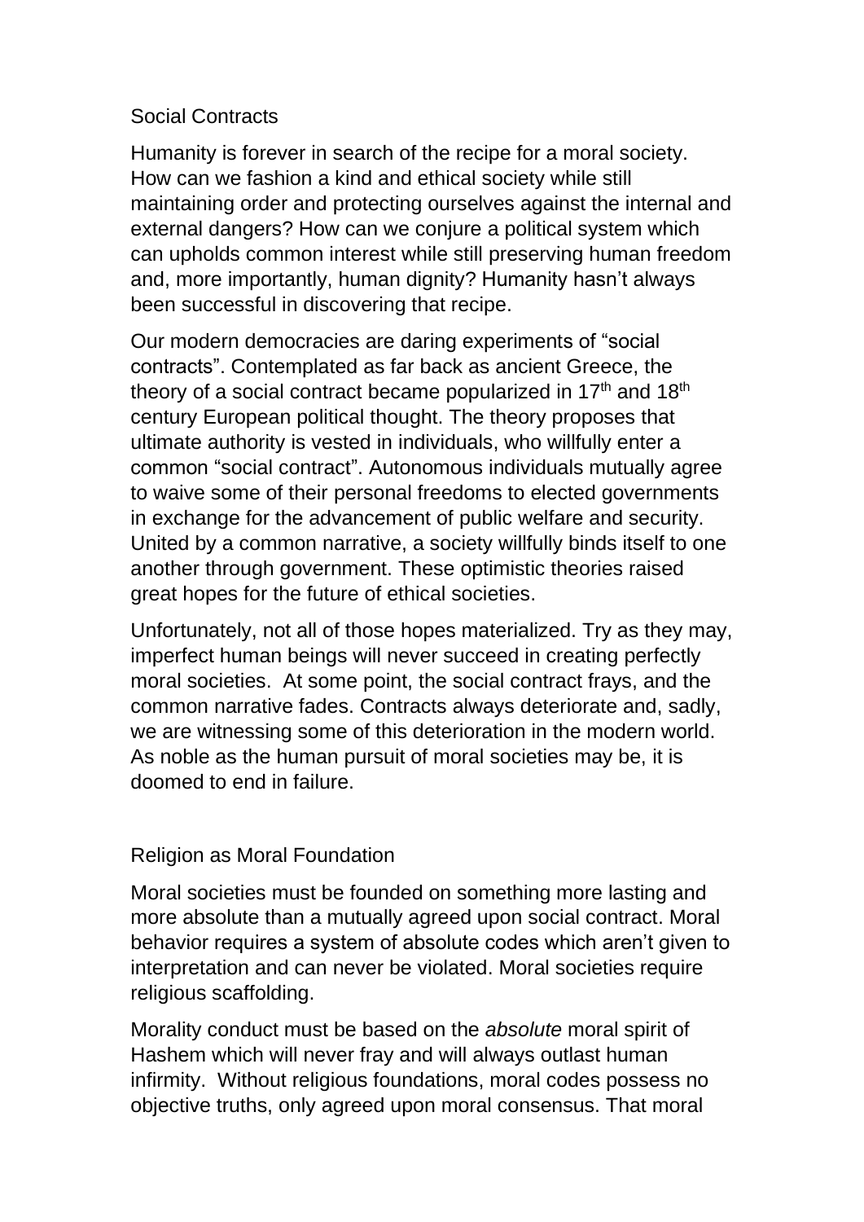## Social Contracts

Humanity is forever in search of the recipe for a moral society. How can we fashion a kind and ethical society while still maintaining order and protecting ourselves against the internal and external dangers? How can we conjure a political system which can upholds common interest while still preserving human freedom and, more importantly, human dignity? Humanity hasn't always been successful in discovering that recipe.

Our modern democracies are daring experiments of "social contracts". Contemplated as far back as ancient Greece, the theory of a social contract became popularized in 17th and 18th century European political thought. The theory proposes that ultimate authority is vested in individuals, who willfully enter a common "social contract". Autonomous individuals mutually agree to waive some of their personal freedoms to elected governments in exchange for the advancement of public welfare and security. United by a common narrative, a society willfully binds itself to one another through government. These optimistic theories raised great hopes for the future of ethical societies.

Unfortunately, not all of those hopes materialized. Try as they may, imperfect human beings will never succeed in creating perfectly moral societies. At some point, the social contract frays, and the common narrative fades. Contracts always deteriorate and, sadly, we are witnessing some of this deterioration in the modern world. As noble as the human pursuit of moral societies may be, it is doomed to end in failure.

## Religion as Moral Foundation

Moral societies must be founded on something more lasting and more absolute than a mutually agreed upon social contract. Moral behavior requires a system of absolute codes which aren't given to interpretation and can never be violated. Moral societies require religious scaffolding.

Morality conduct must be based on the *absolute* moral spirit of Hashem which will never fray and will always outlast human infirmity. Without religious foundations, moral codes possess no objective truths, only agreed upon moral consensus. That moral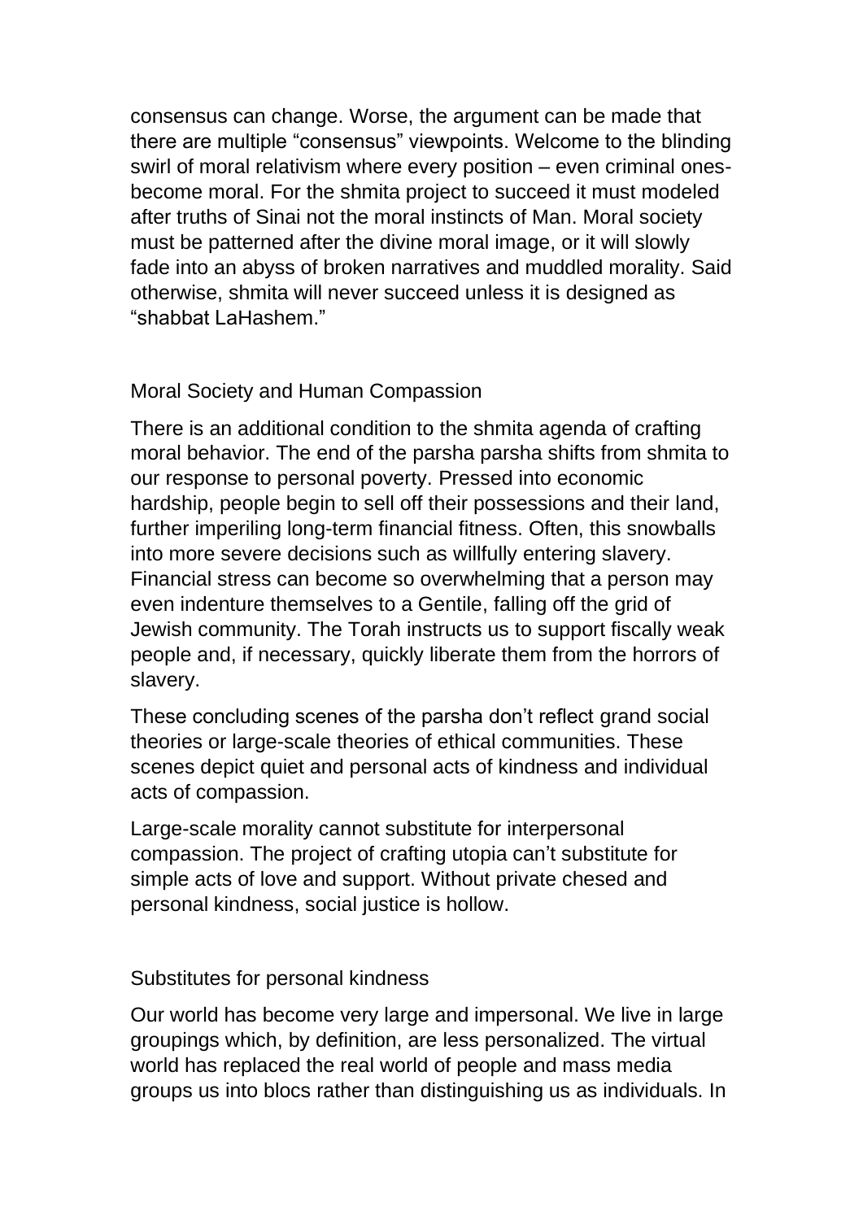consensus can change. Worse, the argument can be made that there are multiple "consensus" viewpoints. Welcome to the blinding swirl of moral relativism where every position – even criminal ones- become moral. For the shmita project to succeed it must modeled after truths of Sinai not the moral instincts of Man. Moral society must be patterned after the divine moral image, or it will slowly fade into an abyss of broken narratives and muddled morality. Said otherwise, shmita will never succeed unless it is designed as "shabbat LaHashem."

## Moral Society and Human Compassion

There is an additional condition to the shmita agenda of crafting moral behavior. The end of the parsha parsha shifts from shmita to our response to personal poverty. Pressed into economic hardship, people begin to sell off their possessions and their land, further imperiling long-term financial fitness. Often, this snowballs into more severe decisions such as willfully entering slavery. Financial stress can become so overwhelming that a person may even indenture themselves to a Gentile, falling off the grid of Jewish community. The Torah instructs us to support fiscally weak people and, if necessary, quickly liberate them from the horrors of slavery.

These concluding scenes of the parsha don't reflect grand social theories or large-scale theories of ethical communities. These scenes depict quiet and personal acts of kindness and individual acts of compassion.

Large-scale morality cannot substitute for interpersonal compassion. The project of crafting utopia can't substitute for simple acts of love and support. Without private chesed and personal kindness, social justice is hollow.

## Substitutes for personal kindness

Our world has become very large and impersonal. We live in large groupings which, by definition, are less personalized. The virtual world has replaced the real world of people and mass media groups us into blocs rather than distinguishing us as individuals. In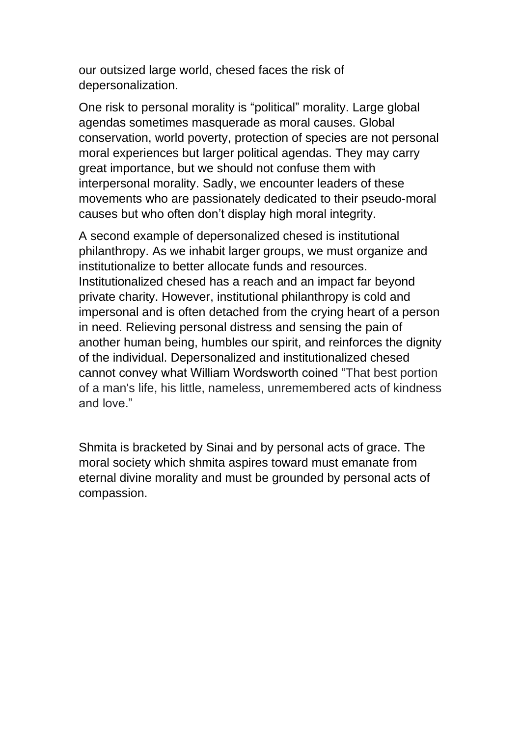our outsized large world, chesed faces the risk of depersonalization.

One risk to personal morality is “political” morality. Large global agendas sometimes masquerade as moral causes. Global conservation, world poverty, protection of species are not personal moral experiences but larger political agendas. They may carry great importance, but we should not confuse them with interpersonal morality. Sadly, we encounter leaders of these movements who are passionately dedicated to their pseudo-moral causes but who often don’t display high moral integrity.

A second example of depersonalized chesed is institutional philanthropy. As we inhabit larger groups, we must organize and institutionalize to better allocate funds and resources. Institutionalized chesed has a reach and an impact far beyond private charity. However, institutional philanthropy is cold and impersonal and is often detached from the crying heart of a person in need. Relieving personal distress and sensing the pain of another human being, humbles our spirit, and reinforces the dignity of the individual. Depersonalized and institutionalized chesed cannot convey what William Wordsworth coined “That best portion of a man's life, his little, nameless, unremembered acts of kindness and love.”

Shmita is bracketed by Sinai and by personal acts of grace. The moral society which shmita aspires toward must emanate from eternal divine morality and must be grounded by personal acts of compassion.